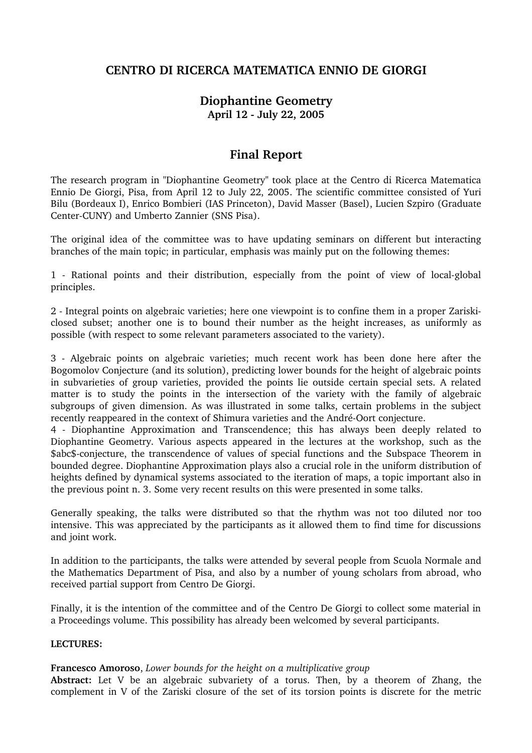# CENTRO DI RICERCA MATEMATICA ENNIO DE GIORGI

## Diophantine Geometry

### April 12 - July 22, 2005

## Final Report

The research program in "Diophantine Geometry" took place at the Centro di Ricerca Matematica Ennio De Giorgi, Pisa, from April 12 to July 22, 2005. The scientific committee consisted of Yuri Bilu (Bordeaux I), Enrico Bombieri (IAS Princeton), David Masser (Basel), Lucien Szpiro (Graduate Center-CUNY) and Umberto Zannier (SNS Pisa).

The original idea of the committee was to have updating seminars on different but interacting branches of the main topic; in particular, emphasis was mainly put on the following themes:

1 - Rational points and their distribution, especially from the point of view of local-global principles.

2 - Integral points on algebraic varieties; here one viewpoint is to confine them in a proper Zariski-closed subset; another one is to bound their number as the height increases, as uniformly as possible (with respect to some relevant parameters associated to the variety).

3 - Algebraic points on algebraic varieties; much recent work has been done here after the Bogomolov Conjecture (and its solution), predicting lower bounds for the height of algebraic points in subvarieties of group varieties, provided the points lie outside certain special sets. A related matter is to study the points in the intersection of the variety with the family of algebraic subgroups of given dimension. As was illustrated in some talks, certain problems in the subject recently reappeared in the context of Shimura varieties and the André-Oort conjecture.

4 - Diophantine Approximation and Transcendence; this has always been deeply related to Diophantine Geometry. Various aspects appeared in the lectures at the workshop, such as the $abc$-conjecture, the transcendence of values of special functions and the Subspace Theorem in bounded degree. Diophantine Approximation plays also a crucial role in the uniform distribution of heights defined by dynamical systems associated to the iteration of maps, a topic important also in the previous point n. 3. Some very recent results on this were presented in some talks.

Generally speaking, the talks were distributed so that the rhythm was not too diluted nor too intensive. This was appreciated by the participants as it allowed them to find time for discussions and joint work.

In addition to the participants, the talks were attended by several people from Scuola Normale and the Mathematics Department of Pisa, and also by a number of young scholars from abroad, who received partial support from Centro De Giorgi.

Finally, it is the intention of the committee and of the Centro De Giorgi to collect some material in a Proceedings volume. This possibility has already been welcomed by several participants.

**LECTURES:**

**Francesco Amoroso**, *Lower bounds for the height on a multiplicative group*
**Abstract:** Let V be an algebraic subvariety of a torus. Then, by a theorem of Zhang, the complement in V of the Zariski closure of the set of its torsion points is discrete for the metric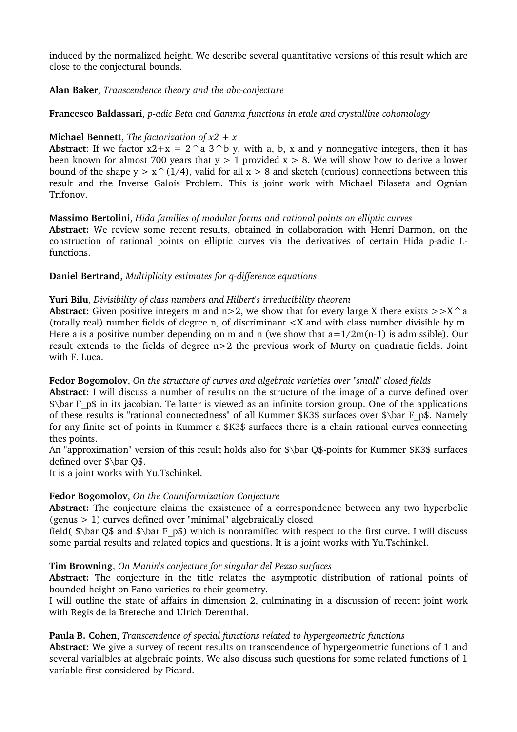induced by the normalized height. We describe several quantitative versions of this result which are close to the conjectural bounds.

**Alan Baker**, *Transcendence theory and the abc-conjecture*

**Francesco Baldassari**, *p-adic Beta and Gamma functions in etale and crystalline cohomology*

**Michael Bennett**, *The factorization of x2 + x*
**Abstract**: If we factor x2+x = 2^a 3^b y, with a, b, x and y nonnegative integers, then it has been known for almost 700 years that y > 1 provided x > 8. We will show how to derive a lower bound of the shape y > x^(1/4), valid for all x > 8 and sketch (curious) connections between this result and the Inverse Galois Problem. This is joint work with Michael Filaseta and Ognian Trifonov.

**Massimo Bertolini**, *Hida families of modular forms and rational points on elliptic curves*
**Abstract:** We review some recent results, obtained in collaboration with Henri Darmon, on the construction of rational points on elliptic curves via the derivatives of certain Hida p-adic L-functions.

**Daniel Bertrand,** *Multiplicity estimates for q-difference equations*

**Yuri Bilu**, *Divisibility of class numbers and Hilbert's irreducibility theorem*
**Abstract:** Given positive integers m and n>2, we show that for every large X there exists >>X^a (totally real) number fields of degree n, of discriminant <X and with class number divisible by m. Here a is a positive number depending on m and n (we show that a=1/2m(n-1) is admissible). Our result extends to the fields of degree n>2 the previous work of Murty on quadratic fields. Joint with F. Luca.

**Fedor Bogomolov**, *On the structure of curves and algebraic varieties over "small" closed fields*
**Abstract:** I will discuss a number of results on the structure of the image of a curve defined over $\bar F_p$ in its jacobian. Te latter is viewed as an infinite torsion group. One of the applications of these results is "rational connectedness" of all Kummer $K3$ surfaces over $\bar F_p$. Namely for any finite set of points in Kummer a $K3$ surfaces there is a chain rational curves connecting thes points.
An "approximation" version of this result holds also for $\bar Q$-points for Kummer $K3$ surfaces defined over $\bar Q$.
It is a joint works with Yu.Tschinkel.

**Fedor Bogomolov**, *On the Couniformization Conjecture*
**Abstract:** The conjecture claims the exsistence of a correspondence between any two hyperbolic (genus > 1) curves defined over "minimal" algebraically closed
field( $\bar Q$ and $\bar F_p$) which is nonramified with respect to the first curve. I will discuss some partial results and related topics and questions. It is a joint works with Yu.Tschinkel.

**Tim Browning**, *On Manin's conjecture for singular del Pezzo surfaces*
**Abstract:** The conjecture in the title relates the asymptotic distribution of rational points of bounded height on Fano varieties to their geometry.
I will outline the state of affairs in dimension 2, culminating in a discussion of recent joint work with Regis de la Breteche and Ulrich Derenthal.

**Paula B. Cohen**, *Transcendence of special functions related to hypergeometric functions*
**Abstract:** We give a survey of recent results on transcendence of hypergeometric functions of 1 and several varialbles at algebraic points. We also discuss such questions for some related functions of 1 variable first considered by Picard.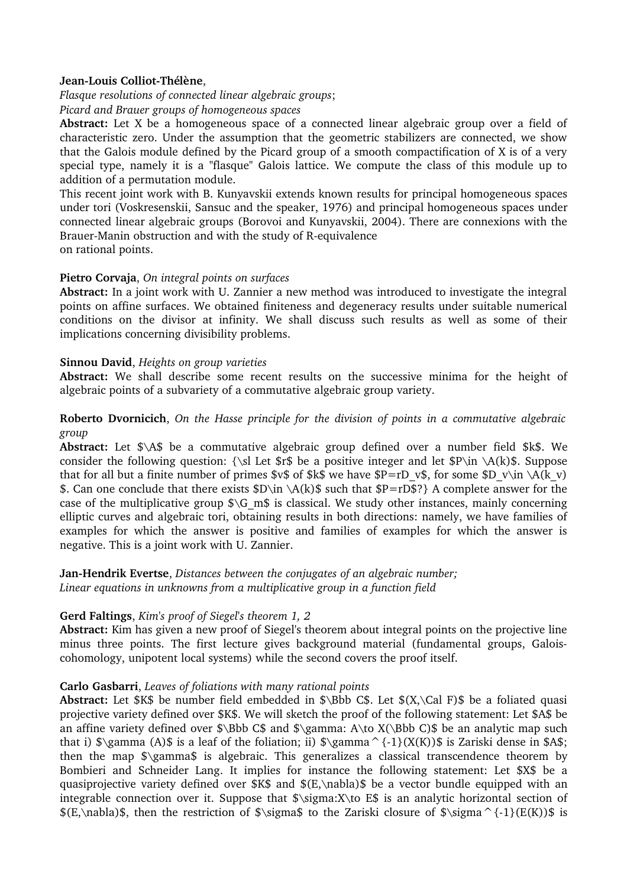**Jean-Louis Colliot-Thélène**,
*Flasque resolutions of connected linear algebraic groups*;
*Picard and Brauer groups of homogeneous spaces*

**Abstract:** Let X be a homogeneous space of a connected linear algebraic group over a field of characteristic zero. Under the assumption that the geometric stabilizers are connected, we show that the Galois module defined by the Picard group of a smooth compactification of X is of a very special type, namely it is a "flasque" Galois lattice. We compute the class of this module up to addition of a permutation module.
This recent joint work with B. Kunyavskii extends known results for principal homogeneous spaces under tori (Voskresenskii, Sansuc and the speaker, 1976) and principal homogeneous spaces under connected linear algebraic groups (Borovoi and Kunyavskii, 2004). There are connexions with the Brauer-Manin obstruction and with the study of R-equivalence
on rational points.

**Pietro Corvaja**, *On integral points on surfaces*

**Abstract:** In a joint work with U. Zannier a new method was introduced to investigate the integral points on affine surfaces. We obtained finiteness and degeneracy results under suitable numerical conditions on the divisor at infinity. We shall discuss such results as well as some of their implications concerning divisibility problems.

**Sinnou David**, *Heights on group varieties*

**Abstract:** We shall describe some recent results on the successive minima for the height of algebraic points of a subvariety of a commutative algebraic group variety.

**Roberto Dvornicich**, *On the Hasse principle for the division of points in a commutative algebraic group*

**Abstract:** Let $\A$ be a commutative algebraic group defined over a number field $k$. We consider the following question: {\sl Let $r$ be a positive integer and let $P\in \A(k)$. Suppose that for all but a finite number of primes $v$ of $k$ we have $P=rD_v$, for some $D_v\in \A(k_v)$. Can one conclude that there exists $D\in \A(k)$ such that $P=rD$?} A complete answer for the case of the multiplicative group $\G_m$ is classical. We study other instances, mainly concerning elliptic curves and algebraic tori, obtaining results in both directions: namely, we have families of examples for which the answer is positive and families of examples for which the answer is negative. This is a joint work with U. Zannier.

**Jan-Hendrik Evertse**, *Distances between the conjugates of an algebraic number;*
*Linear equations in unknowns from a multiplicative group in a function field*

**Gerd Faltings**, *Kim's proof of Siegel's theorem 1, 2*

**Abstract:** Kim has given a new proof of Siegel's theorem about integral points on the projective line minus three points. The first lecture gives background material (fundamental groups, Galois-cohomology, unipotent local systems) while the second covers the proof itself.

**Carlo Gasbarri**, *Leaves of foliations with many rational points*

**Abstract:** Let $K$ be number field embedded in $\Bbb C$. Let $(X,\Cal F)$ be a foliated quasi projective variety defined over $K$. We will sketch the proof of the following statement: Let $A$ be an affine variety defined over $\Bbb C$ and $\gamma: A\to X(\Bbb C)$ be an analytic map such that i) $\gamma (A)$ is a leaf of the foliation; ii) $\gamma^{-1}(X(K))$ is Zariski dense in $A$; then the map $\gamma$ is algebraic. This generalizes a classical transcendence theorem by Bombieri and Schneider Lang. It implies for instance the following statement: Let $X$ be a quasiprojective variety defined over $K$ and $(E,\nabla)$ be a vector bundle equipped with an integrable connection over it. Suppose that $\sigma:X\to E$ is an analytic horizontal section of $(E,\nabla)$, then the restriction of $\sigma$ to the Zariski closure of $\sigma^{-1}(E(K))$ is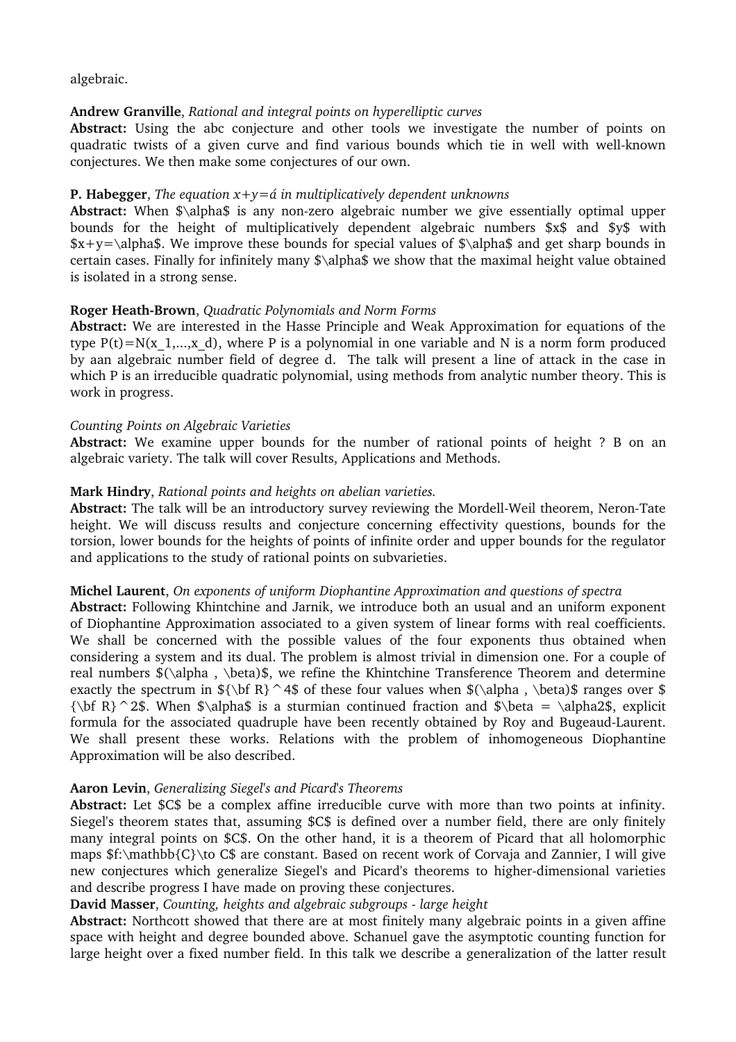algebraic.

**Andrew Granville**, *Rational and integral points on hyperelliptic curves*
**Abstract:** Using the abc conjecture and other tools we investigate the number of points on quadratic twists of a given curve and find various bounds which tie in well with well-known conjectures. We then make some conjectures of our own.

**P. Habegger**, *The equation x+y=ά in multiplicatively dependent unknowns*
**Abstract:** When $\alpha$ is any non-zero algebraic number we give essentially optimal upper bounds for the height of multiplicatively dependent algebraic numbers $x$ and $y$ with $x+y=\alpha$. We improve these bounds for special values of $\alpha$ and get sharp bounds in certain cases. Finally for infinitely many $\alpha$ we show that the maximal height value obtained is isolated in a strong sense.

**Roger Heath-Brown**, *Quadratic Polynomials and Norm Forms*
**Abstract:** We are interested in the Hasse Principle and Weak Approximation for equations of the type $P(t)=N(x_1,...,x_d)$, where P is a polynomial in one variable and N is a norm form produced by aan algebraic number field of degree d. The talk will present a line of attack in the case in which P is an irreducible quadratic polynomial, using methods from analytic number theory. This is work in progress.

*Counting Points on Algebraic Varieties*
**Abstract:** We examine upper bounds for the number of rational points of height ? B on an algebraic variety. The talk will cover Results, Applications and Methods.

**Mark Hindry**, *Rational points and heights on abelian varieties.*
**Abstract:** The talk will be an introductory survey reviewing the Mordell-Weil theorem, Neron-Tate height. We will discuss results and conjecture concerning effectivity questions, bounds for the torsion, lower bounds for the heights of points of infinite order and upper bounds for the regulator and applications to the study of rational points on subvarieties.

**Michel Laurent**, *On exponents of uniform Diophantine Approximation and questions of spectra*
**Abstract:** Following Khintchine and Jarnik, we introduce both an usual and an uniform exponent of Diophantine Approximation associated to a given system of linear forms with real coefficients. We shall be concerned with the possible values of the four exponents thus obtained when considering a system and its dual. The problem is almost trivial in dimension one. For a couple of real numbers $(\alpha , \beta)$, we refine the Khintchine Transference Theorem and determine exactly the spectrum in ${\bf R}^4$ of these four values when $(\alpha , \beta)$ ranges over ${\bf R}^2$. When $\alpha$ is a sturmian continued fraction and $\beta = \alpha^2$, explicit formula for the associated quadruple have been recently obtained by Roy and Bugeaud-Laurent. We shall present these works. Relations with the problem of inhomogeneous Diophantine Approximation will be also described.

**Aaron Levin**, *Generalizing Siegel's and Picard's Theorems*
**Abstract:** Let $C$ be a complex affine irreducible curve with more than two points at infinity. Siegel's theorem states that, assuming $C$ is defined over a number field, there are only finitely many integral points on $C$. On the other hand, it is a theorem of Picard that all holomorphic maps $f:\mathbb{C}\to C$ are constant. Based on recent work of Corvaja and Zannier, I will give new conjectures which generalize Siegel's and Picard's theorems to higher-dimensional varieties and describe progress I have made on proving these conjectures.

**David Masser**, *Counting, heights and algebraic subgroups - large height*
**Abstract:** Northcott showed that there are at most finitely many algebraic points in a given affine space with height and degree bounded above. Schanuel gave the asymptotic counting function for large height over a fixed number field. In this talk we describe a generalization of the latter result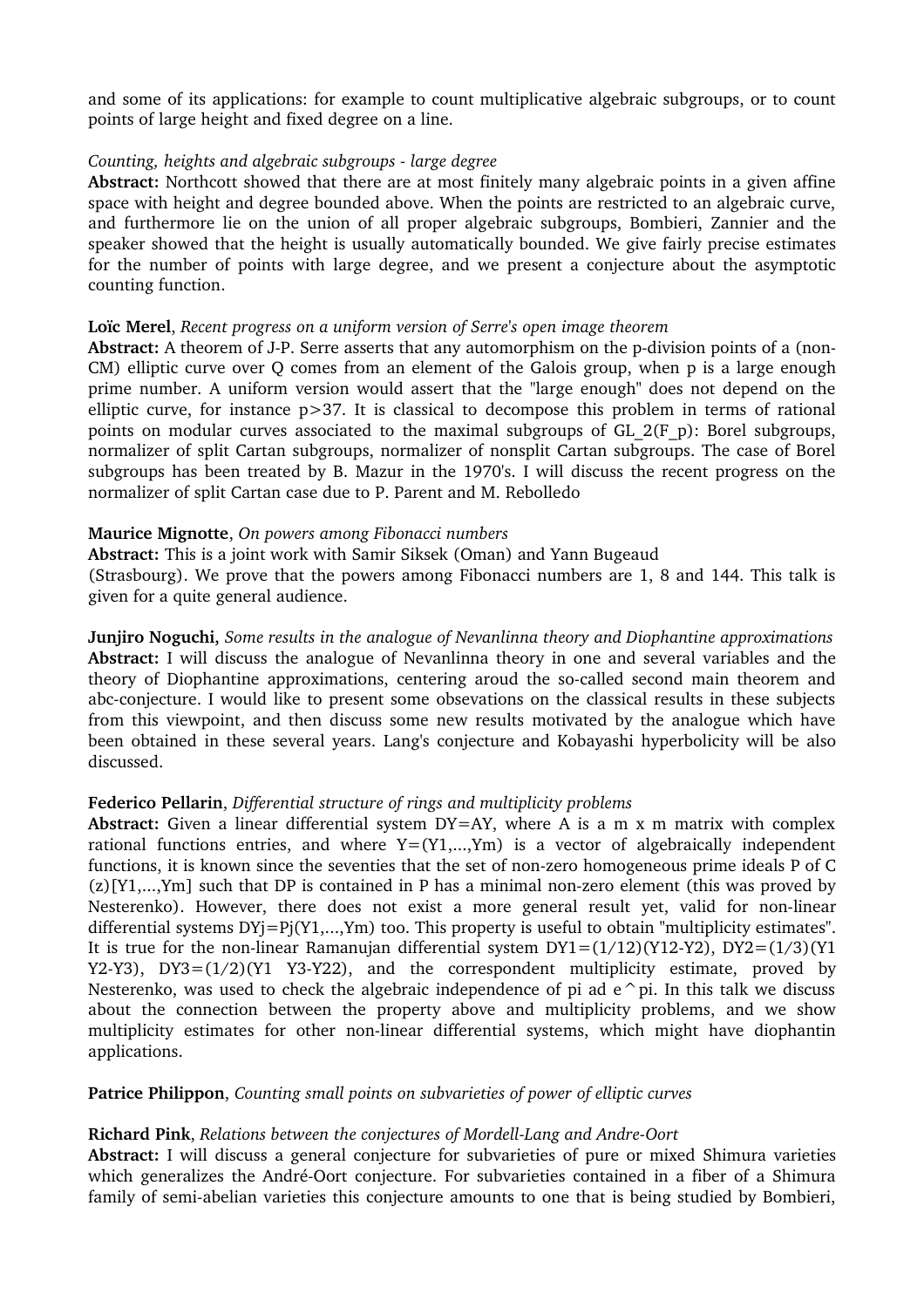and some of its applications: for example to count multiplicative algebraic subgroups, or to count points of large height and fixed degree on a line.

*Counting, heights and algebraic subgroups - large degree*
**Abstract:** Northcott showed that there are at most finitely many algebraic points in a given affine space with height and degree bounded above. When the points are restricted to an algebraic curve, and furthermore lie on the union of all proper algebraic subgroups, Bombieri, Zannier and the speaker showed that the height is usually automatically bounded. We give fairly precise estimates for the number of points with large degree, and we present a conjecture about the asymptotic counting function.

**Loïc Merel**, *Recent progress on a uniform version of Serre's open image theorem*
**Abstract:** A theorem of J-P. Serre asserts that any automorphism on the p-division points of a (non-CM) elliptic curve over Q comes from an element of the Galois group, when p is a large enough prime number. A uniform version would assert that the "large enough" does not depend on the elliptic curve, for instance p>37. It is classical to decompose this problem in terms of rational points on modular curves associated to the maximal subgroups of GL_2(F_p): Borel subgroups, normalizer of split Cartan subgroups, normalizer of nonsplit Cartan subgroups. The case of Borel subgroups has been treated by B. Mazur in the 1970's. I will discuss the recent progress on the normalizer of split Cartan case due to P. Parent and M. Rebolledo

**Maurice Mignotte**, *On powers among Fibonacci numbers*
**Abstract:** This is a joint work with Samir Siksek (Oman) and Yann Bugeaud (Strasbourg). We prove that the powers among Fibonacci numbers are 1, 8 and 144. This talk is given for a quite general audience.

**Junjiro Noguchi**, *Some results in the analogue of Nevanlinna theory and Diophantine approximations*
**Abstract:** I will discuss the analogue of Nevanlinna theory in one and several variables and the theory of Diophantine approximations, centering aroud the so-called second main theorem and abc-conjecture. I would like to present some obsevations on the classical results in these subjects from this viewpoint, and then discuss some new results motivated by the analogue which have been obtained in these several years. Lang's conjecture and Kobayashi hyperbolicity will be also discussed.

**Federico Pellarin**, *Differential structure of rings and multiplicity problems*
**Abstract:** Given a linear differential system DY=AY, where A is a m x m matrix with complex rational functions entries, and where Y=(Y1,...,Ym) is a vector of algebraically independent functions, it is known since the seventies that the set of non-zero homogeneous prime ideals P of C (z)[Y1,...,Ym] such that DP is contained in P has a minimal non-zero element (this was proved by Nesterenko). However, there does not exist a more general result yet, valid for non-linear differential systems DYj=Pj(Y1,...,Ym) too. This property is useful to obtain "multiplicity estimates". It is true for the non-linear Ramanujan differential system DY1=(1/12)(Y12-Y2), DY2=(1/3)(Y1 Y2-Y3), DY3=(1/2)(Y1 Y3-Y22), and the correspondent multiplicity estimate, proved by Nesterenko, was used to check the algebraic independence of pi ad e^pi. In this talk we discuss about the connection between the property above and multiplicity problems, and we show multiplicity estimates for other non-linear differential systems, which might have diophantin applications.

**Patrice Philippon**, *Counting small points on subvarieties of power of elliptic curves*

**Richard Pink**, *Relations between the conjectures of Mordell-Lang and Andre-Oort*
**Abstract:** I will discuss a general conjecture for subvarieties of pure or mixed Shimura varieties which generalizes the André-Oort conjecture. For subvarieties contained in a fiber of a Shimura family of semi-abelian varieties this conjecture amounts to one that is being studied by Bombieri,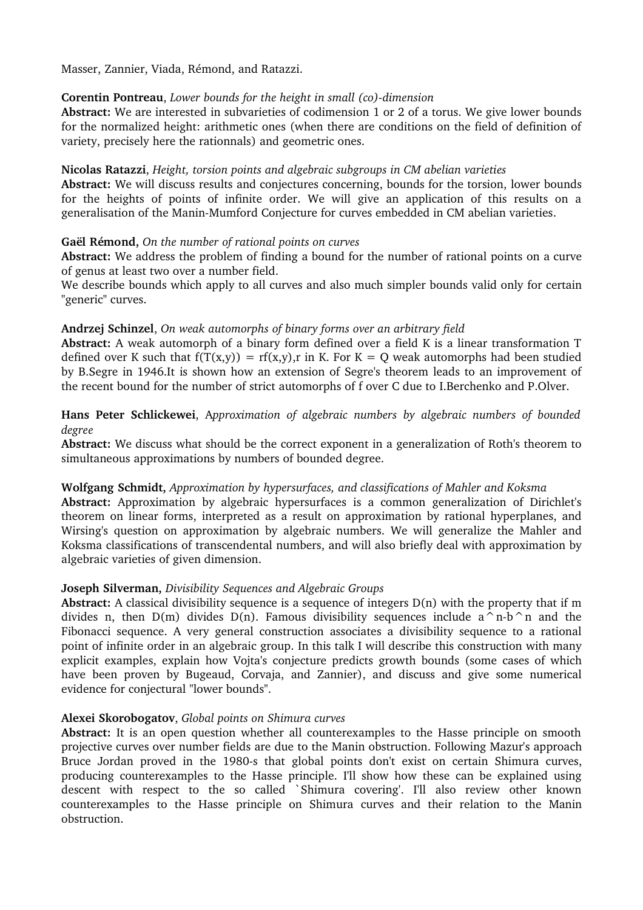Masser, Zannier, Viada, Rémond, and Ratazzi.

**Corentin Pontreau**, *Lower bounds for the height in small (co)-dimension*
**Abstract:** We are interested in subvarieties of codimension 1 or 2 of a torus. We give lower bounds for the normalized height: arithmetic ones (when there are conditions on the field of definition of variety, precisely here the rationnals) and geometric ones.

**Nicolas Ratazzi**, *Height, torsion points and algebraic subgroups in CM abelian varieties*
**Abstract:** We will discuss results and conjectures concerning, bounds for the torsion, lower bounds for the heights of points of infinite order. We will give an application of this results on a generalisation of the Manin-Mumford Conjecture for curves embedded in CM abelian varieties.

**Gaël Rémond,** *On the number of rational points on curves*
**Abstract:** We address the problem of finding a bound for the number of rational points on a curve of genus at least two over a number field.
We describe bounds which apply to all curves and also much simpler bounds valid only for certain "generic" curves.

**Andrzej Schinzel**, *On weak automorphs of binary forms over an arbitrary field*
**Abstract:** A weak automorph of a binary form defined over a field K is a linear transformation T defined over K such that $f(T(x,y)) = rf(x,y)$,r in K. For K = Q weak automorphs had been studied by B.Segre in 1946.It is shown how an extension of Segre's theorem leads to an improvement of the recent bound for the number of strict automorphs of f over C due to I.Berchenko and P.Olver.

**Hans Peter Schlickewei**, *Approximation of algebraic numbers by algebraic numbers of bounded degree*
**Abstract:** We discuss what should be the correct exponent in a generalization of Roth's theorem to simultaneous approximations by numbers of bounded degree.

**Wolfgang Schmidt,** *Approximation by hypersurfaces, and classifications of Mahler and Koksma*
**Abstract:** Approximation by algebraic hypersurfaces is a common generalization of Dirichlet's theorem on linear forms, interpreted as a result on approximation by rational hyperplanes, and Wirsing's question on approximation by algebraic numbers. We will generalize the Mahler and Koksma classifications of transcendental numbers, and will also briefly deal with approximation by algebraic varieties of given dimension.

**Joseph Silverman,** *Divisibility Sequences and Algebraic Groups*
**Abstract:** A classical divisibility sequence is a sequence of integers D(n) with the property that if m divides n, then D(m) divides D(n). Famous divisibility sequences include a^n-b^n and the Fibonacci sequence. A very general construction associates a divisibility sequence to a rational point of infinite order in an algebraic group. In this talk I will describe this construction with many explicit examples, explain how Vojta's conjecture predicts growth bounds (some cases of which have been proven by Bugeaud, Corvaja, and Zannier), and discuss and give some numerical evidence for conjectural "lower bounds".

**Alexei Skorobogatov**, *Global points on Shimura curves*
**Abstract:** It is an open question whether all counterexamples to the Hasse principle on smooth projective curves over number fields are due to the Manin obstruction. Following Mazur's approach Bruce Jordan proved in the 1980-s that global points don't exist on certain Shimura curves, producing counterexamples to the Hasse principle. I'll show how these can be explained using descent with respect to the so called `Shimura covering'. I'll also review other known counterexamples to the Hasse principle on Shimura curves and their relation to the Manin obstruction.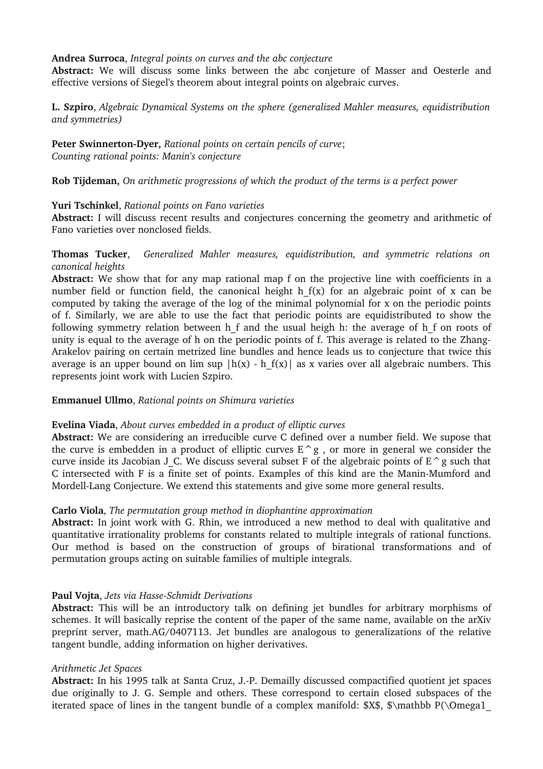**Andrea Surroca**, *Integral points on curves and the abc conjecture*
**Abstract:** We will discuss some links between the abc conjeture of Masser and Oesterle and effective versions of Siegel's theorem about integral points on algebraic curves.

**L. Szpiro**, *Algebraic Dynamical Systems on the sphere (generalized Mahler measures, equidistribution and symmetries)*

**Peter Swinnerton-Dyer,** *Rational points on certain pencils of curve*;
*Counting rational points: Manin's conjecture*

**Rob Tijdeman,** *On arithmetic progressions of which the product of the terms is a perfect power*

**Yuri Tschinkel**, *Rational points on Fano varieties*
**Abstract:** I will discuss recent results and conjectures concerning the geometry and arithmetic of Fano varieties over nonclosed fields.

**Thomas Tucker**, *Generalized Mahler measures, equidistribution, and symmetric relations on canonical heights*
**Abstract:** We show that for any map rational map f on the projective line with coefficients in a number field or function field, the canonical height $h_f(x)$ for an algebraic point of x can be computed by taking the average of the log of the minimal polynomial for x on the periodic points of f. Similarly, we are able to use the fact that periodic points are equidistributed to show the following symmetry relation between $h_f$ and the usual heigh h: the average of $h_f$ on roots of unity is equal to the average of h on the periodic points of f. This average is related to the Zhang-Arakelov pairing on certain metrized line bundles and hence leads us to conjecture that twice this average is an upper bound on lim sup $|h(x) - h_f(x)|$ as x varies over all algebraic numbers. This represents joint work with Lucien Szpiro.

**Emmanuel Ullmo**, *Rational points on Shimura varieties*

**Evelina Viada**, *About curves embedded in a product of elliptic curves*
**Abstract:** We are considering an irreducible curve C defined over a number field. We supose that the curve is embedden in a product of elliptic curves $E^g$ , or more in general we consider the curve inside its Jacobian $J_C$. We discuss several subset F of the algebraic points of $E^g$ such that C intersected with F is a finite set of points. Examples of this kind are the Manin-Mumford and Mordell-Lang Conjecture. We extend this statements and give some more general results.

**Carlo Viola**, *The permutation group method in diophantine approximation*
**Abstract:** In joint work with G. Rhin, we introduced a new method to deal with qualitative and quantitative irrationality problems for constants related to multiple integrals of rational functions. Our method is based on the construction of groups of birational transformations and of permutation groups acting on suitable families of multiple integrals.

**Paul Vojta**, *Jets via Hasse-Schmidt Derivations*
**Abstract:** This will be an introductory talk on defining jet bundles for arbitrary morphisms of schemes. It will basically reprise the content of the paper of the same name, available on the arXiv preprint server, math.AG/0407113. Jet bundles are analogous to generalizations of the relative tangent bundle, adding information on higher derivatives.

*Arithmetic Jet Spaces*
**Abstract:** In his 1995 talk at Santa Cruz, J.-P. Demailly discussed compactified quotient jet spaces due originally to J. G. Semple and others. These correspond to certain closed subspaces of the iterated space of lines in the tangent bundle of a complex manifold: $X$, $\mathbb P(\Omega1_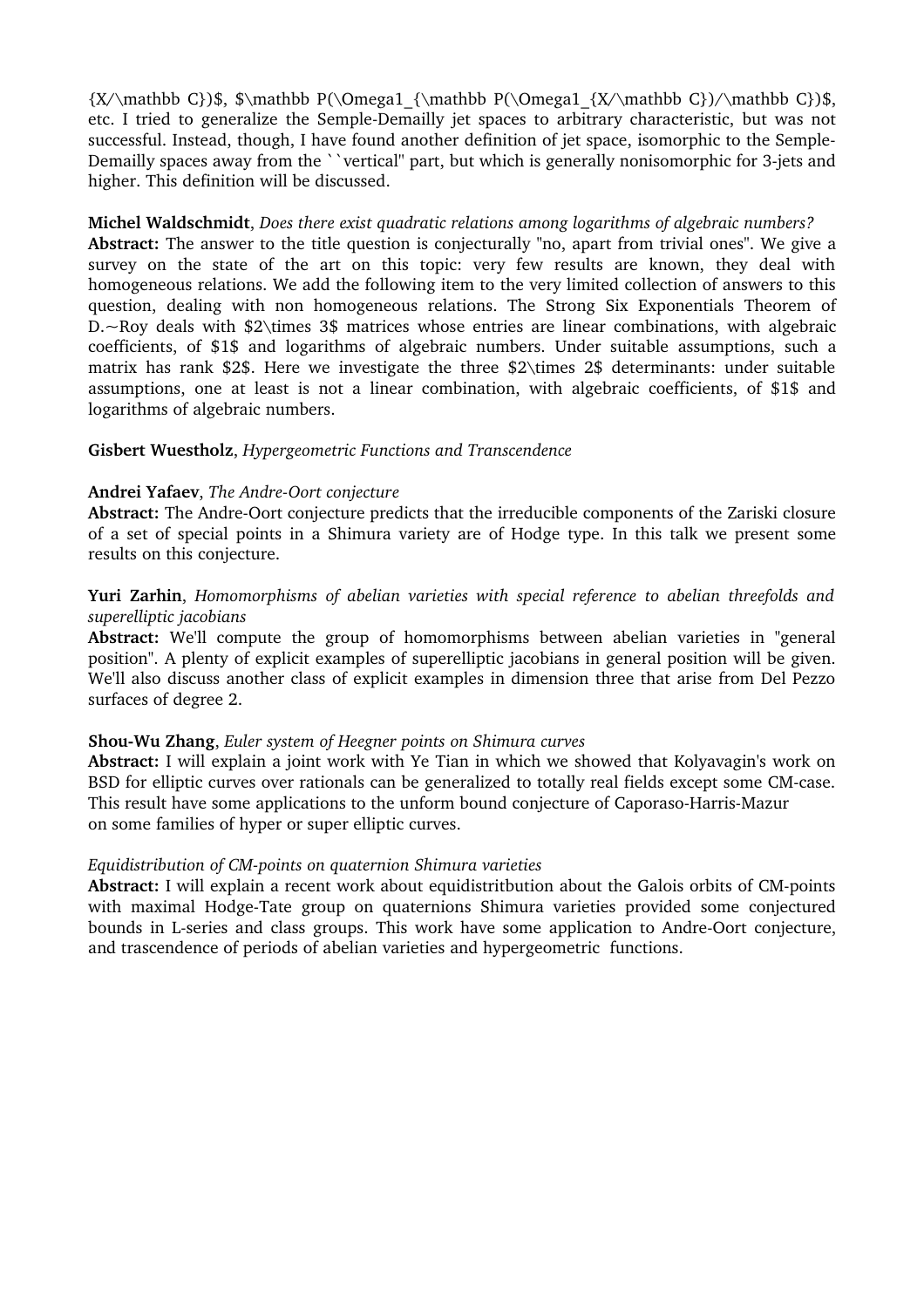{X/\mathbb C})$, $\mathbb P(\Omega1_{\mathbb P(\Omega1_{X/\mathbb C})/\mathbb C})$, etc. I tried to generalize the Semple-Demailly jet spaces to arbitrary characteristic, but was not successful. Instead, though, I have found another definition of jet space, isomorphic to the Semple-Demailly spaces away from the ``vertical'' part, but which is generally nonisomorphic for 3-jets and higher. This definition will be discussed.

**Michel Waldschmidt**, *Does there exist quadratic relations among logarithms of algebraic numbers?*
**Abstract:** The answer to the title question is conjecturally "no, apart from trivial ones". We give a survey on the state of the art on this topic: very few results are known, they deal with homogeneous relations. We add the following item to the very limited collection of answers to this question, dealing with non homogeneous relations. The Strong Six Exponentials Theorem of D.~Roy deals with $2\times 3$ matrices whose entries are linear combinations, with algebraic coefficients, of $1$ and logarithms of algebraic numbers. Under suitable assumptions, such a matrix has rank $2$. Here we investigate the three $2\times 2$ determinants: under suitable assumptions, one at least is not a linear combination, with algebraic coefficients, of $1$ and logarithms of algebraic numbers.

**Gisbert Wuestholz**, *Hypergeometric Functions and Transcendence*

**Andrei Yafaev**, *The Andre-Oort conjecture*
**Abstract:** The Andre-Oort conjecture predicts that the irreducible components of the Zariski closure of a set of special points in a Shimura variety are of Hodge type. In this talk we present some results on this conjecture.

**Yuri Zarhin**, *Homomorphisms of abelian varieties with special reference to abelian threefolds and superelliptic jacobians*
**Abstract:** We'll compute the group of homomorphisms between abelian varieties in "general position". A plenty of explicit examples of superelliptic jacobians in general position will be given. We'll also discuss another class of explicit examples in dimension three that arise from Del Pezzo surfaces of degree 2.

**Shou-Wu Zhang**, *Euler system of Heegner points on Shimura curves*
**Abstract:** I will explain a joint work with Ye Tian in which we showed that Kolyavagin's work on BSD for elliptic curves over rationals can be generalized to totally real fields except some CM-case. This result have some applications to the unform bound conjecture of Caporaso-Harris-Mazur on some families of hyper or super elliptic curves.

*Equidistribution of CM-points on quaternion Shimura varieties*
**Abstract:** I will explain a recent work about equidistritbution about the Galois orbits of CM-points with maximal Hodge-Tate group on quaternions Shimura varieties provided some conjectured bounds in L-series and class groups. This work have some application to Andre-Oort conjecture, and trascendence of periods of abelian varieties and hypergeometric functions.